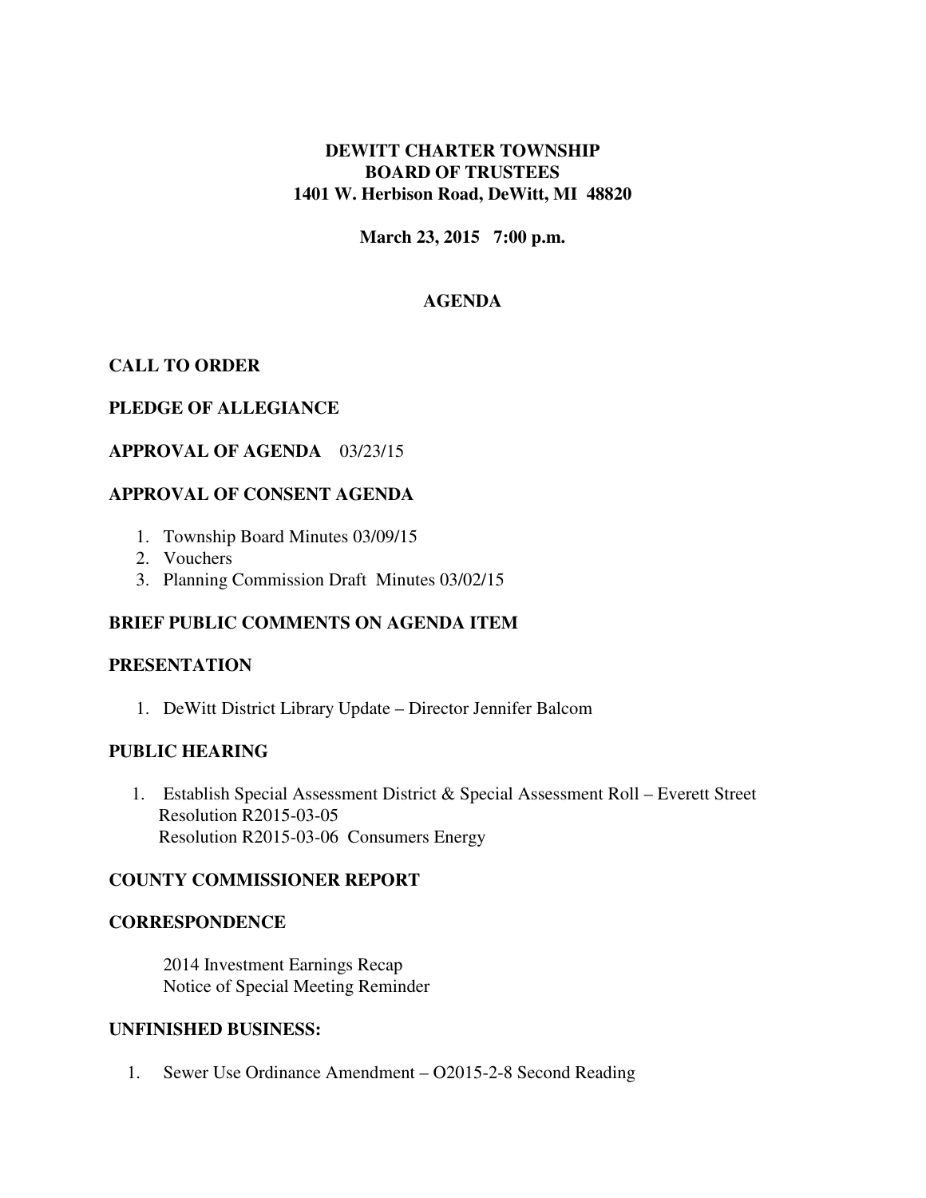**DEWITT CHARTER TOWNSHIP**
**BOARD OF TRUSTEES**
**1401 W. Herbison Road, DeWitt, MI 48820**

**March 23, 2015 7:00 p.m.**

# AGENDA

## CALL TO ORDER

## PLEDGE OF ALLEGIANCE

## APPROVAL OF AGENDA 03/23/15

## APPROVAL OF CONSENT AGENDA

1. Township Board Minutes 03/09/15
2. Vouchers
3. Planning Commission Draft Minutes 03/02/15

## BRIEF PUBLIC COMMENTS ON AGENDA ITEM

## PRESENTATION

1. DeWitt District Library Update – Director Jennifer Balcom

## PUBLIC HEARING

1. Establish Special Assessment District & Special Assessment Roll – Everett Street
   Resolution R2015-03-05
   Resolution R2015-03-06 Consumers Energy

## COUNTY COMMISSIONER REPORT

## CORRESPONDENCE

2014 Investment Earnings Recap
Notice of Special Meeting Reminder

## UNFINISHED BUSINESS:

1. Sewer Use Ordinance Amendment – O2015-2-8 Second Reading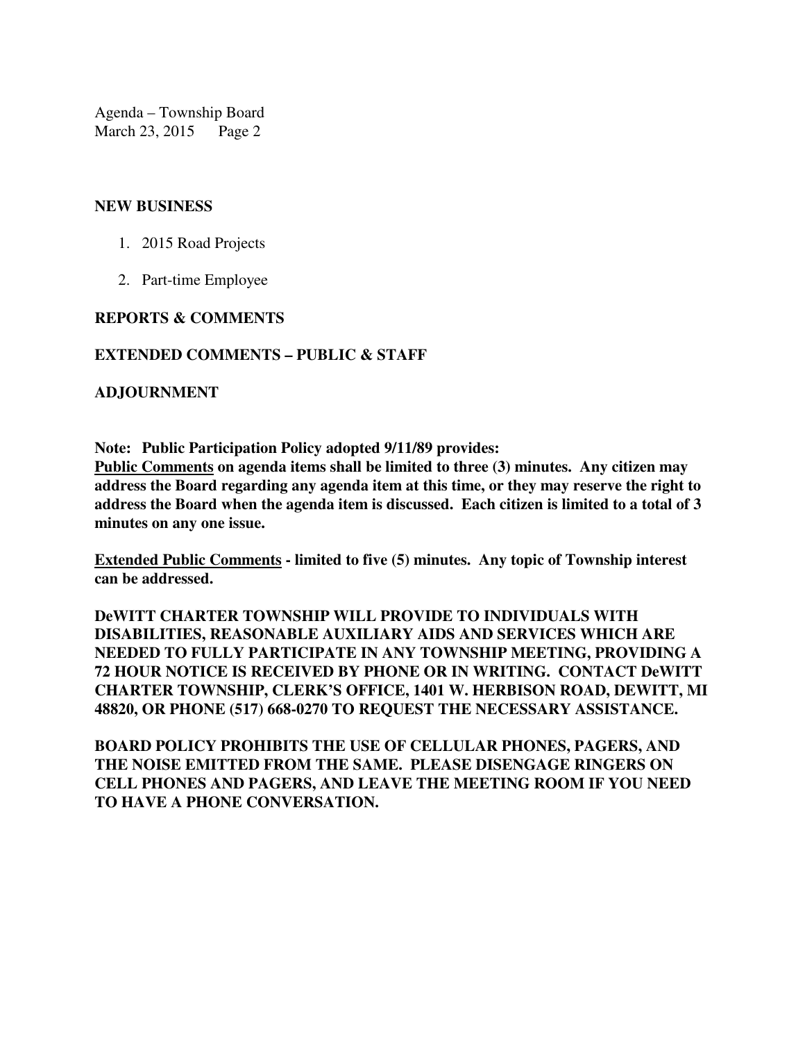**NEW BUSINESS**

1. 2015 Road Projects

2. Part-time Employee

**REPORTS & COMMENTS**

**EXTENDED COMMENTS – PUBLIC & STAFF**

**ADJOURNMENT**

**Note: Public Participation Policy adopted 9/11/89 provides:**
**Public Comments on agenda items shall be limited to three (3) minutes. Any citizen may address the Board regarding any agenda item at this time, or they may reserve the right to address the Board when the agenda item is discussed. Each citizen is limited to a total of 3 minutes on any one issue.**

**Extended Public Comments - limited to five (5) minutes. Any topic of Township interest can be addressed.**

**DeWITT CHARTER TOWNSHIP WILL PROVIDE TO INDIVIDUALS WITH DISABILITIES, REASONABLE AUXILIARY AIDS AND SERVICES WHICH ARE NEEDED TO FULLY PARTICIPATE IN ANY TOWNSHIP MEETING, PROVIDING A 72 HOUR NOTICE IS RECEIVED BY PHONE OR IN WRITING. CONTACT DeWITT CHARTER TOWNSHIP, CLERK'S OFFICE, 1401 W. HERBISON ROAD, DEWITT, MI 48820, OR PHONE (517) 668-0270 TO REQUEST THE NECESSARY ASSISTANCE.**

**BOARD POLICY PROHIBITS THE USE OF CELLULAR PHONES, PAGERS, AND THE NOISE EMITTED FROM THE SAME. PLEASE DISENGAGE RINGERS ON CELL PHONES AND PAGERS, AND LEAVE THE MEETING ROOM IF YOU NEED TO HAVE A PHONE CONVERSATION.**